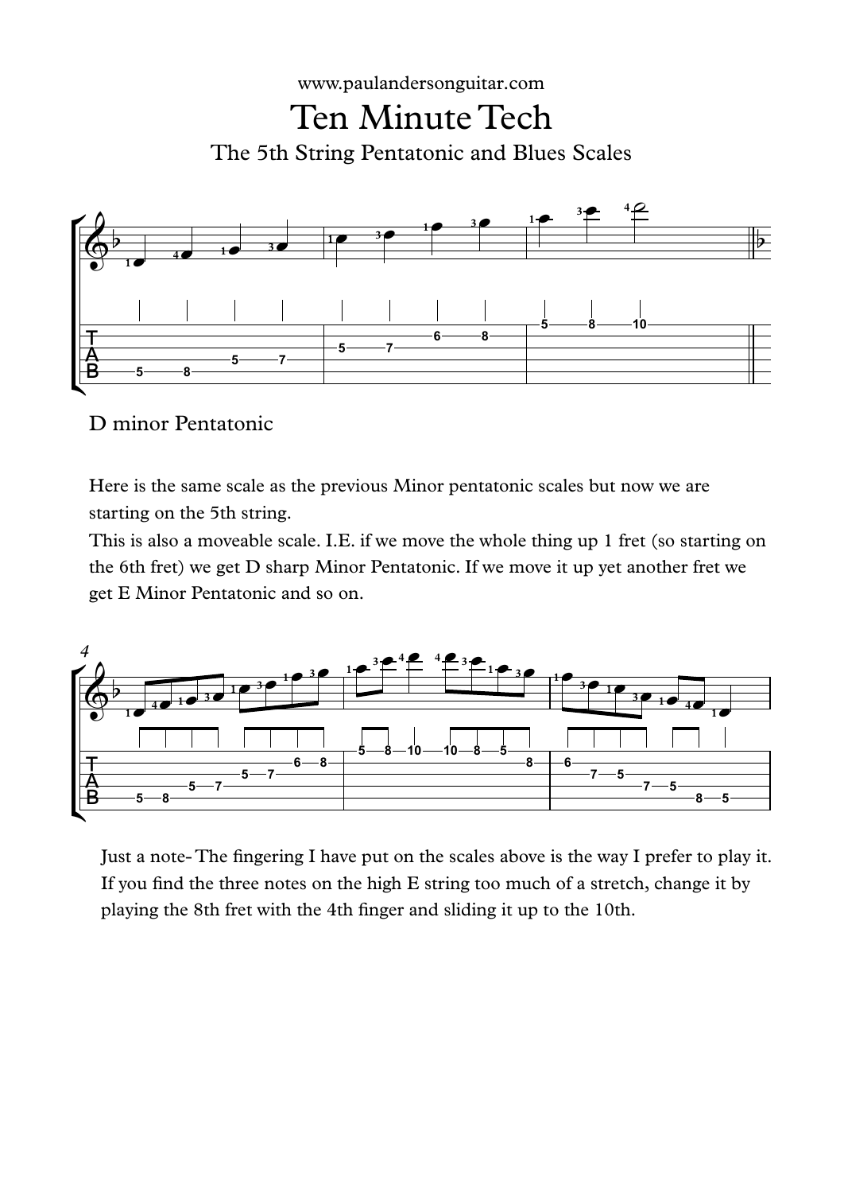www.paulandersonguitar.com

# Ten Minute Tech

## The 5th String Pentatonic and Blues Scales

D minor Pentatonic

Here is the same scale as the previous Minor pentatonic scales but now we are starting on the 5th string.

This is also a moveable scale. I.E. if we move the whole thing up 1 fret (so starting on the 6th fret) we get D sharp Minor Pentatonic. If we move it up yet another fret we get E Minor Pentatonic and so on.

Just a note- The fingering I have put on the scales above is the way I prefer to play it. If you find the three notes on the high E string too much of a stretch, change it by playing the 8th fret with the 4th finger and sliding it up to the 10th.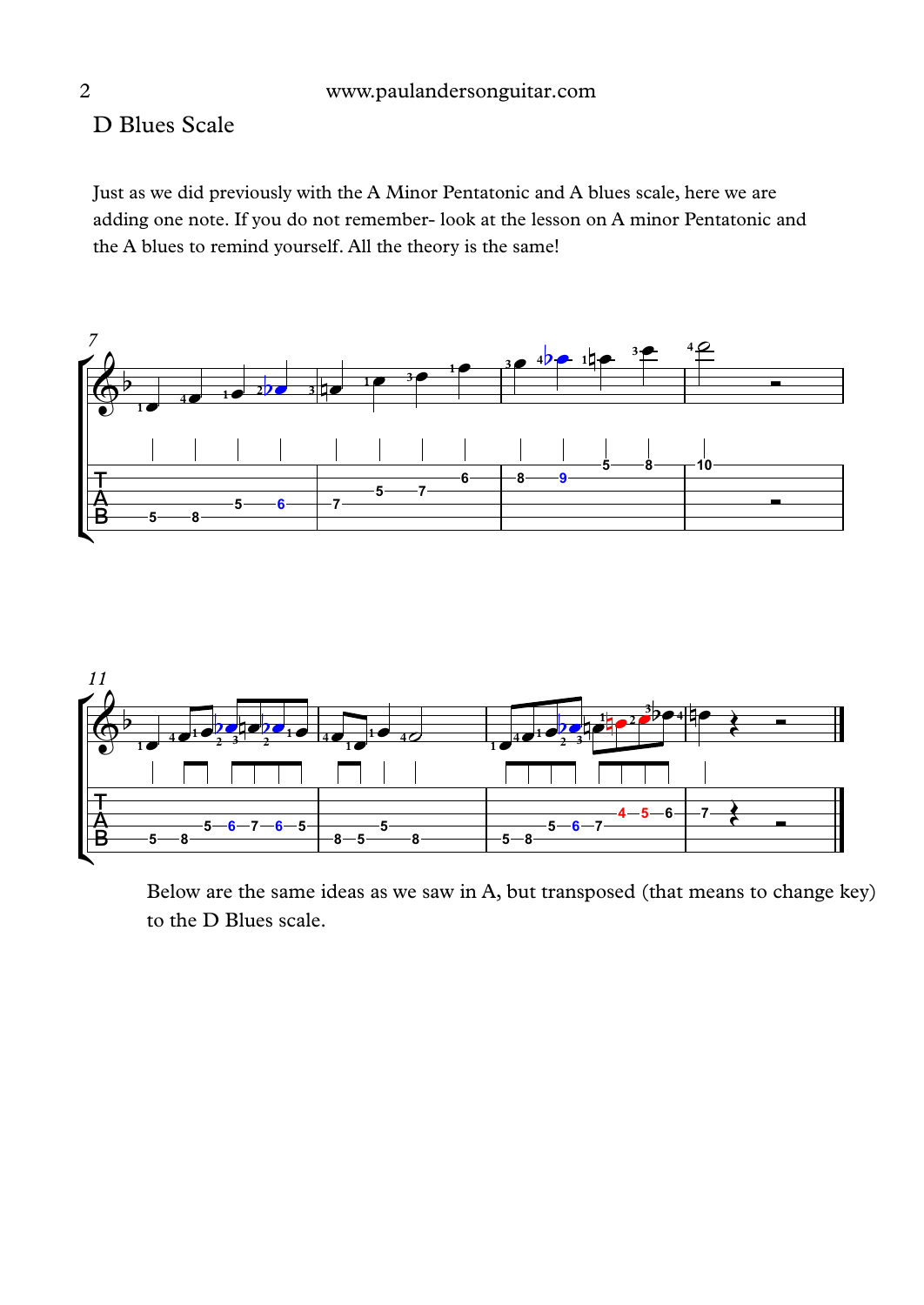## D Blues Scale

Just as we did previously with the A Minor Pentatonic and A blues scale, here we are adding one note. If you do not remember- look at the lesson on A minor Pentatonic and the A blues to remind yourself. All the theory is the same!

Below are the same ideas as we saw in A, but transposed (that means to change key) to the D Blues scale.